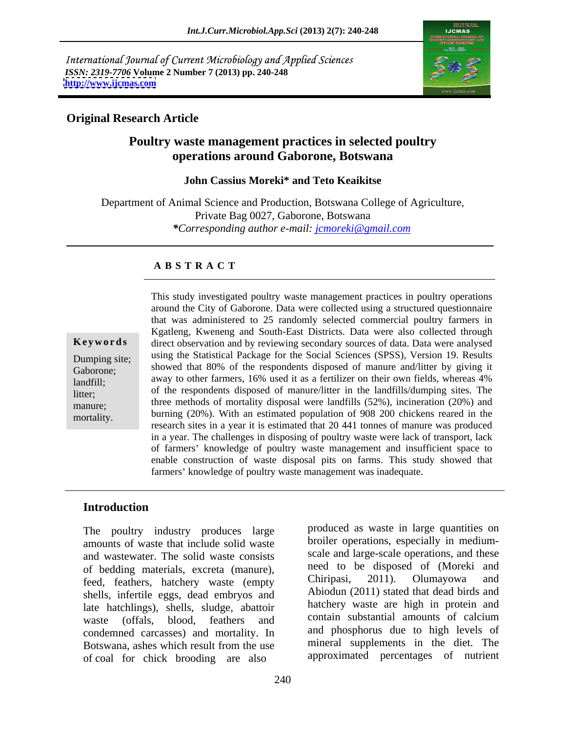International Journal of Current Microbiology and Applied Sciences
*ISSN: 2319-7706* **Volume 2 Number 7 (2013) pp. 240-248**
**http://www.ijcmas.com**

## Original Research Article

# Poultry waste management practices in selected poultry operations around Gaborone, Botswana

**John Cassius Moreki\* and Teto Keaikitse**

Department of Animal Science and Production, Botswana College of Agriculture, Private Bag 0027, Gaborone, Botswana
*\*Corresponding author e-mail: jcmoreki@gmail.com*

## ABSTRACT

**Keywords**

Dumping site; Gaborone; landfill; litter; manure; mortality.

This study investigated poultry waste management practices in poultry operations around the City of Gaborone. Data were collected using a structured questionnaire that was administered to 25 randomly selected commercial poultry farmers in Kgatleng, Kweneng and South-East Districts. Data were also collected through direct observation and by reviewing secondary sources of data. Data were analysed using the Statistical Package for the Social Sciences (SPSS), Version 19. Results showed that 80% of the respondents disposed of manure and/litter by giving it away to other farmers, 16% used it as a fertilizer on their own fields, whereas 4% of the respondents disposed of manure/litter in the landfills/dumping sites. The three methods of mortality disposal were landfills (52%), incineration (20%) and burning (20%). With an estimated population of 908 200 chickens reared in the research sites in a year it is estimated that 20 441 tonnes of manure was produced in a year. The challenges in disposing of poultry waste were lack of transport, lack of farmers' knowledge of poultry waste management and insufficient space to enable construction of waste disposal pits on farms. This study showed that farmers' knowledge of poultry waste management was inadequate.

## Introduction

The poultry industry produces large amounts of waste that include solid waste and wastewater. The solid waste consists of bedding materials, excreta (manure), feed, feathers, hatchery waste (empty shells, infertile eggs, dead embryos and late hatchlings), shells, sludge, abattoir waste (offals, blood, feathers and condemned carcasses) and mortality. In Botswana, ashes which result from the use of coal for chick brooding are also produced as waste in large quantities on broiler operations, especially in medium-scale and large-scale operations, and these need to be disposed of (Moreki and Chiripasi, 2011). Olumayowa and Abiodun (2011) stated that dead birds and hatchery waste are high in protein and contain substantial amounts of calcium and phosphorus due to high levels of mineral supplements in the diet. The approximated percentages of nutrient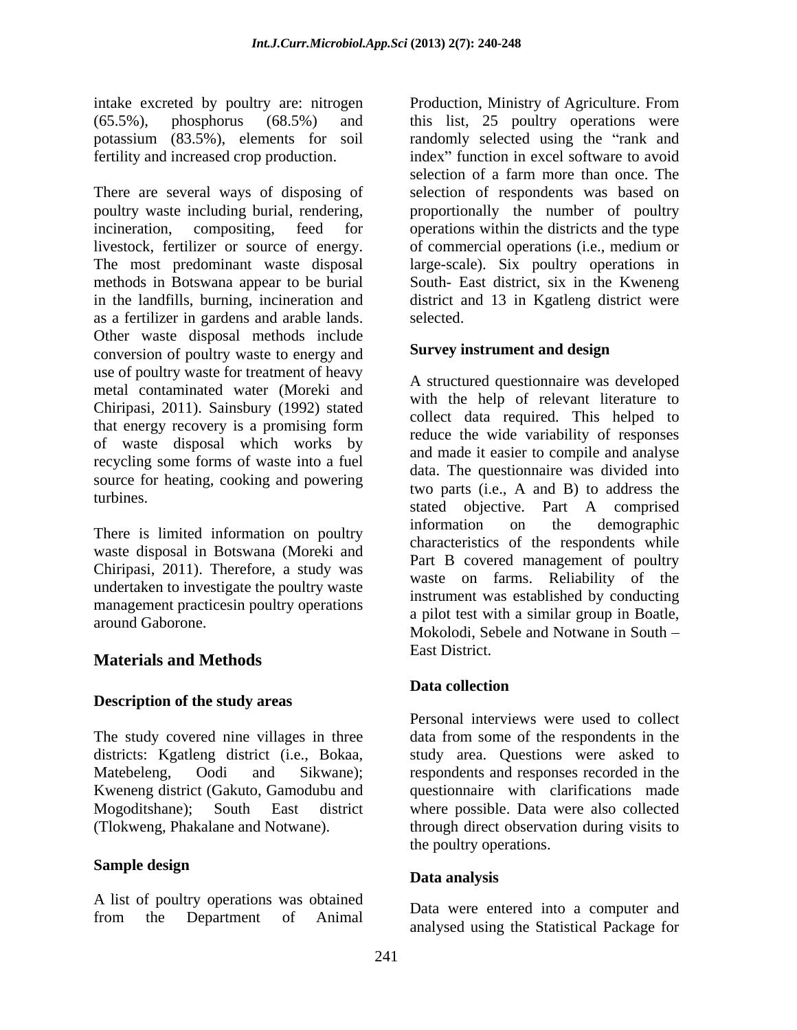intake excreted by poultry are: nitrogen (65.5%), phosphorus (68.5%) and potassium (83.5%), elements for soil fertility and increased crop production.

There are several ways of disposing of poultry waste including burial, rendering, incineration, compositing, feed for livestock, fertilizer or source of energy. The most predominant waste disposal methods in Botswana appear to be burial in the landfills, burning, incineration and as a fertilizer in gardens and arable lands. Other waste disposal methods include conversion of poultry waste to energy and use of poultry waste for treatment of heavy metal contaminated water (Moreki and Chiripasi, 2011). Sainsbury (1992) stated that energy recovery is a promising form of waste disposal which works by recycling some forms of waste into a fuel source for heating, cooking and powering turbines.

There is limited information on poultry waste disposal in Botswana (Moreki and Chiripasi, 2011). Therefore, a study was undertaken to investigate the poultry waste management practicesin poultry operations around Gaborone.

## Materials and Methods

### Description of the study areas

The study covered nine villages in three districts: Kgatleng district (i.e., Bokaa, Matebeleng, Oodi and Sikwane); Kweneng district (Gakuto, Gamodubu and Mogoditshane); South East district (Tlokweng, Phakalane and Notwane).

### Sample design

A list of poultry operations was obtained from the Department of Animal Production, Ministry of Agriculture. From this list, 25 poultry operations were randomly selected using the "rank and index" function in excel software to avoid selection of a farm more than once. The selection of respondents was based on proportionally the number of poultry operations within the districts and the type of commercial operations (i.e., medium or large-scale). Six poultry operations in South- East district, six in the Kweneng district and 13 in Kgatleng district were selected.

### Survey instrument and design

A structured questionnaire was developed with the help of relevant literature to collect data required. This helped to reduce the wide variability of responses and made it easier to compile and analyse data. The questionnaire was divided into two parts (i.e., A and B) to address the stated objective. Part A comprised information on the demographic characteristics of the respondents while Part B covered management of poultry waste on farms. Reliability of the instrument was established by conducting a pilot test with a similar group in Boatle, Mokolodi, Sebele and Notwane in South – East District.

### Data collection

Personal interviews were used to collect data from some of the respondents in the study area. Questions were asked to respondents and responses recorded in the questionnaire with clarifications made where possible. Data were also collected through direct observation during visits to the poultry operations.

### Data analysis

Data were entered into a computer and analysed using the Statistical Package for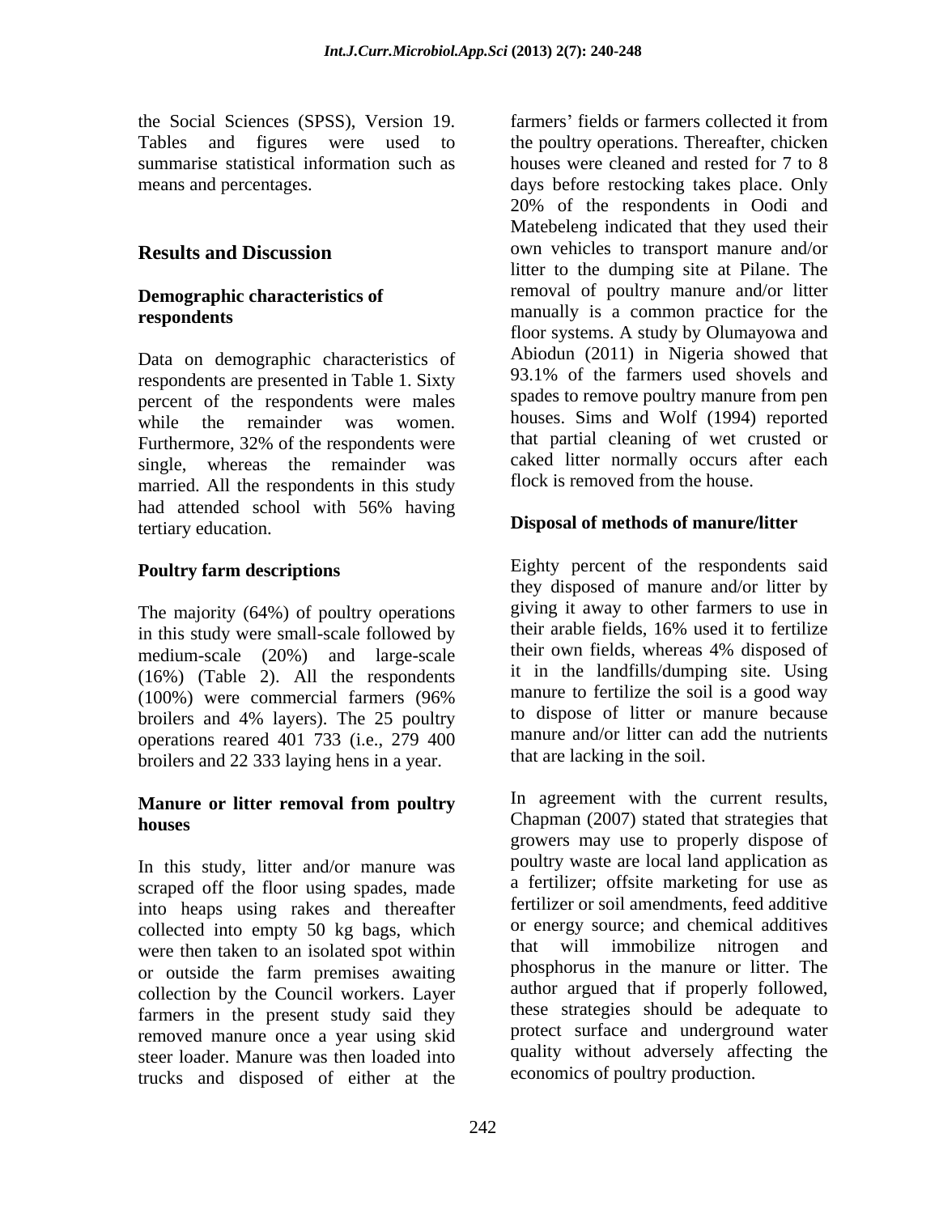the Social Sciences (SPSS), Version 19. Tables and figures were used to summarise statistical information such as means and percentages.

## Results and Discussion

### Demographic characteristics of respondents

Data on demographic characteristics of respondents are presented in Table 1. Sixty percent of the respondents were males while the remainder was women. Furthermore, 32% of the respondents were single, whereas the remainder was married. All the respondents in this study had attended school with 56% having tertiary education.

### Poultry farm descriptions

The majority (64%) of poultry operations in this study were small-scale followed by medium-scale (20%) and large-scale (16%) (Table 2). All the respondents (100%) were commercial farmers (96% broilers and 4% layers). The 25 poultry operations reared 401 733 (i.e., 279 400 broilers and 22 333 laying hens in a year.

### Manure or litter removal from poultry houses

In this study, litter and/or manure was scraped off the floor using spades, made into heaps using rakes and thereafter collected into empty 50 kg bags, which were then taken to an isolated spot within or outside the farm premises awaiting collection by the Council workers. Layer farmers in the present study said they removed manure once a year using skid steer loader. Manure was then loaded into trucks and disposed of either at the farmers' fields or farmers collected it from the poultry operations. Thereafter, chicken houses were cleaned and rested for 7 to 8 days before restocking takes place. Only 20% of the respondents in Oodi and Matebeleng indicated that they used their own vehicles to transport manure and/or litter to the dumping site at Pilane. The removal of poultry manure and/or litter manually is a common practice for the floor systems. A study by Olumayowa and Abiodun (2011) in Nigeria showed that 93.1% of the farmers used shovels and spades to remove poultry manure from pen houses. Sims and Wolf (1994) reported that partial cleaning of wet crusted or caked litter normally occurs after each flock is removed from the house.

### Disposal of methods of manure/litter

Eighty percent of the respondents said they disposed of manure and/or litter by giving it away to other farmers to use in their arable fields, 16% used it to fertilize their own fields, whereas 4% disposed of it in the landfills/dumping site. Using manure to fertilize the soil is a good way to dispose of litter or manure because manure and/or litter can add the nutrients that are lacking in the soil.

In agreement with the current results, Chapman (2007) stated that strategies that growers may use to properly dispose of poultry waste are local land application as a fertilizer; offsite marketing for use as fertilizer or soil amendments, feed additive or energy source; and chemical additives that will immobilize nitrogen and phosphorus in the manure or litter. The author argued that if properly followed, these strategies should be adequate to protect surface and underground water quality without adversely affecting the economics of poultry production.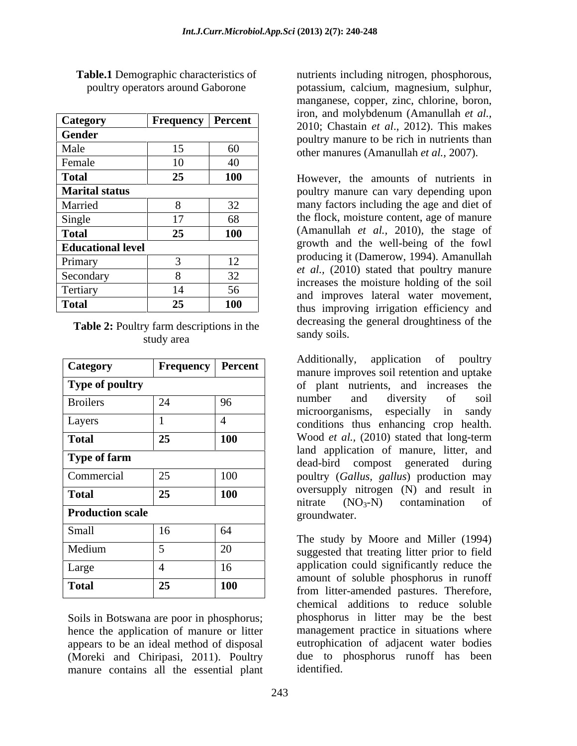**Table.1** Demographic characteristics of poultry operators around Gaborone

| Category | Frequency | Percent |
|---|---|---|
| **Gender** | | |
| Male | 15 | 60 |
| Female | 10 | 40 |
| **Total** | **25** | **100** |
| **Marital status** | | |
| Married | 8 | 32 |
| Single | 17 | 68 |
| **Total** | **25** | **100** |
| **Educational level** | | |
| Primary | 3 | 12 |
| Secondary | 8 | 32 |
| Tertiary | 14 | 56 |
| **Total** | **25** | **100** |

**Table 2:** Poultry farm descriptions in the study area

| Category | Frequency | Percent |
|---|---|---|
| **Type of poultry** | | |
| Broilers | 24 | 96 |
| Layers | 1 | 4 |
| **Total** | **25** | **100** |
| **Type of farm** | | |
| Commercial | 25 | 100 |
| **Total** | **25** | **100** |
| **Production scale** | | |
| Small | 16 | 64 |
| Medium | 5 | 20 |
| Large | 4 | 16 |
| **Total** | **25** | **100** |

Soils in Botswana are poor in phosphorus; hence the application of manure or litter appears to be an ideal method of disposal (Moreki and Chiripasi, 2011). Poultry manure contains all the essential plant nutrients including nitrogen, phosphorous, potassium, calcium, magnesium, sulphur, manganese, copper, zinc, chlorine, boron, iron, and molybdenum (Amanullah *et al.*, 2010; Chastain *et al*., 2012). This makes poultry manure to be rich in nutrients than other manures (Amanullah *et al.*, 2007).

However, the amounts of nutrients in poultry manure can vary depending upon many factors including the age and diet of the flock, moisture content, age of manure (Amanullah *et al.*, 2010), the stage of growth and the well-being of the fowl producing it (Damerow, 1994). Amanullah *et al.*, (2010) stated that poultry manure increases the moisture holding of the soil and improves lateral water movement, thus improving irrigation efficiency and decreasing the general droughtiness of the sandy soils.

Additionally, application of poultry manure improves soil retention and uptake of plant nutrients, and increases the number and diversity of soil microorganisms, especially in sandy conditions thus enhancing crop health. Wood *et al.*, (2010) stated that long-term land application of manure, litter, and dead-bird compost generated during poultry (*Gallus*, *gallus*) production may oversupply nitrogen (N) and result in nitrate ($NO_3$-N) contamination of groundwater.

The study by Moore and Miller (1994) suggested that treating litter prior to field application could significantly reduce the amount of soluble phosphorus in runoff from litter-amended pastures. Therefore, chemical additions to reduce soluble phosphorus in litter may be the best management practice in situations where eutrophication of adjacent water bodies due to phosphorus runoff has been identified.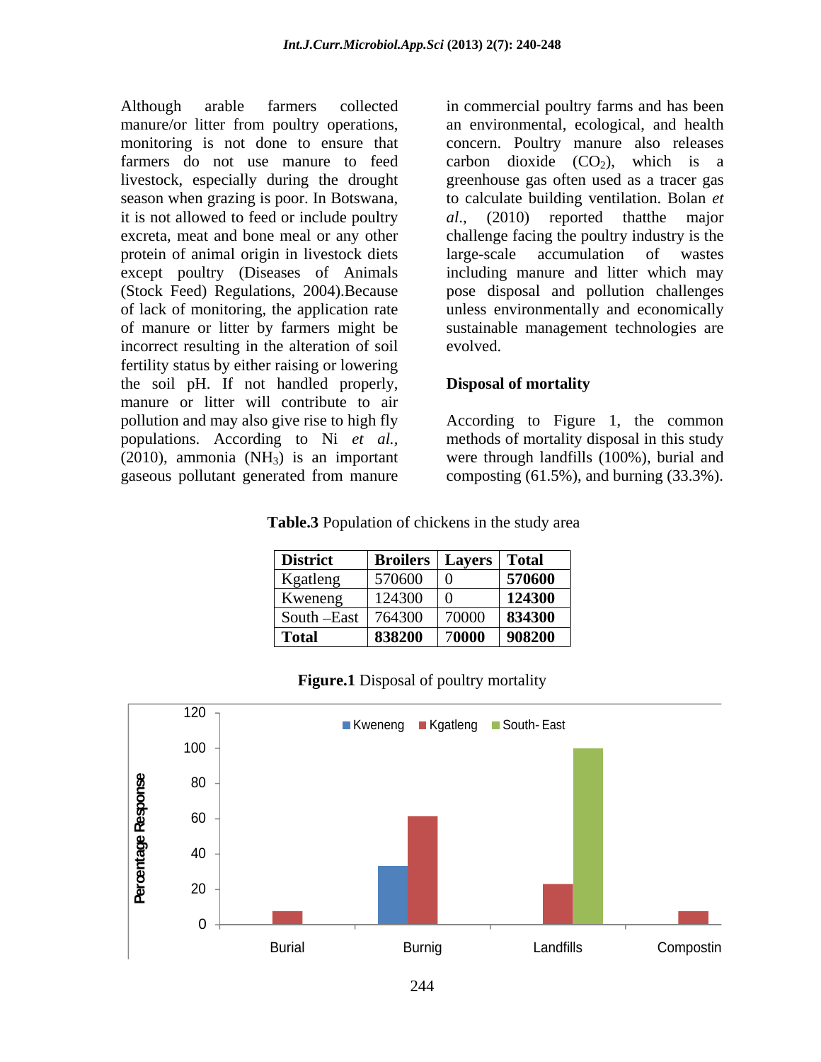Although arable farmers collected manure/or litter from poultry operations, monitoring is not done to ensure that farmers do not use manure to feed livestock, especially during the drought season when grazing is poor. In Botswana, it is not allowed to feed or include poultry excreta, meat and bone meal or any other protein of animal origin in livestock diets except poultry (Diseases of Animals (Stock Feed) Regulations, 2004).Because of lack of monitoring, the application rate of manure or litter by farmers might be incorrect resulting in the alteration of soil fertility status by either raising or lowering the soil pH. If not handled properly, manure or litter will contribute to air pollution and may also give rise to high fly populations. According to Ni *et al.*, (2010), ammonia ($NH_3$) is an important gaseous pollutant generated from manure in commercial poultry farms and has been an environmental, ecological, and health concern. Poultry manure also releases carbon dioxide ($CO_2$), which is a greenhouse gas often used as a tracer gas to calculate building ventilation. Bolan *et al*., (2010) reported thatthe major challenge facing the poultry industry is the large-scale accumulation of wastes including manure and litter which may pose disposal and pollution challenges unless environmentally and economically sustainable management technologies are evolved.

### Disposal of mortality

According to Figure 1, the common methods of mortality disposal in this study were through landfills (100%), burial and composting (61.5%), and burning (33.3%).

**Table.3** Population of chickens in the study area

| District | Broilers | Layers | Total |
|---|---|---|---|
| Kgatleng | 570600 | 0 | **570600** |
| Kweneng | 124300 | 0 | **124300** |
| South –East | 764300 | 70000 | **834300** |
| **Total** | **838200** | **70000** | **908200** |

**Figure.1** Disposal of poultry mortality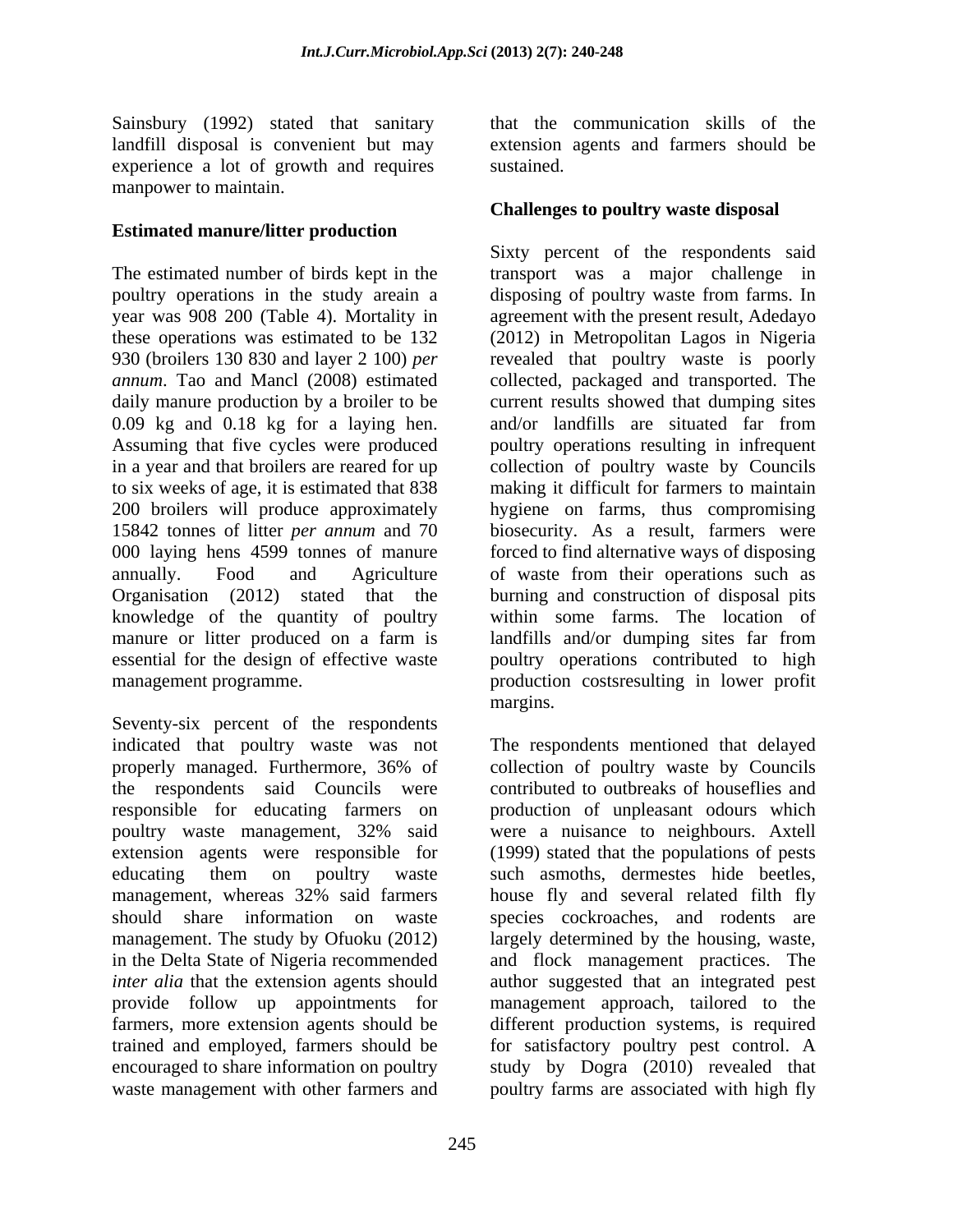Sainsbury (1992) stated that sanitary landfill disposal is convenient but may experience a lot of growth and requires manpower to maintain.

### Estimated manure/litter production

The estimated number of birds kept in the poultry operations in the study areain a year was 908 200 (Table 4). Mortality in these operations was estimated to be 132 930 (broilers 130 830 and layer 2 100) *per annum*. Tao and Mancl (2008) estimated daily manure production by a broiler to be 0.09 kg and 0.18 kg for a laying hen. Assuming that five cycles were produced in a year and that broilers are reared for up to six weeks of age, it is estimated that 838 200 broilers will produce approximately 15842 tonnes of litter *per annum* and 70 000 laying hens 4599 tonnes of manure annually. Food and Agriculture Organisation (2012) stated that the knowledge of the quantity of poultry manure or litter produced on a farm is essential for the design of effective waste management programme.

Seventy-six percent of the respondents indicated that poultry waste was not properly managed. Furthermore, 36% of the respondents said Councils were responsible for educating farmers on poultry waste management, 32% said extension agents were responsible for educating them on poultry waste management, whereas 32% said farmers should share information on waste management. The study by Ofuoku (2012) in the Delta State of Nigeria recommended *inter alia* that the extension agents should provide follow up appointments for farmers, more extension agents should be trained and employed, farmers should be encouraged to share information on poultry waste management with other farmers and that the communication skills of the extension agents and farmers should be sustained.

### Challenges to poultry waste disposal

Sixty percent of the respondents said transport was a major challenge in disposing of poultry waste from farms. In agreement with the present result, Adedayo (2012) in Metropolitan Lagos in Nigeria revealed that poultry waste is poorly collected, packaged and transported. The current results showed that dumping sites and/or landfills are situated far from poultry operations resulting in infrequent collection of poultry waste by Councils making it difficult for farmers to maintain hygiene on farms, thus compromising biosecurity. As a result, farmers were forced to find alternative ways of disposing of waste from their operations such as burning and construction of disposal pits within some farms. The location of landfills and/or dumping sites far from poultry operations contributed to high production costsresulting in lower profit margins.

The respondents mentioned that delayed collection of poultry waste by Councils contributed to outbreaks of houseflies and production of unpleasant odours which were a nuisance to neighbours. Axtell (1999) stated that the populations of pests such asmoths, dermestes hide beetles, house fly and several related filth fly species cockroaches, and rodents are largely determined by the housing, waste, and flock management practices. The author suggested that an integrated pest management approach, tailored to the different production systems, is required for satisfactory poultry pest control. A study by Dogra (2010) revealed that poultry farms are associated with high fly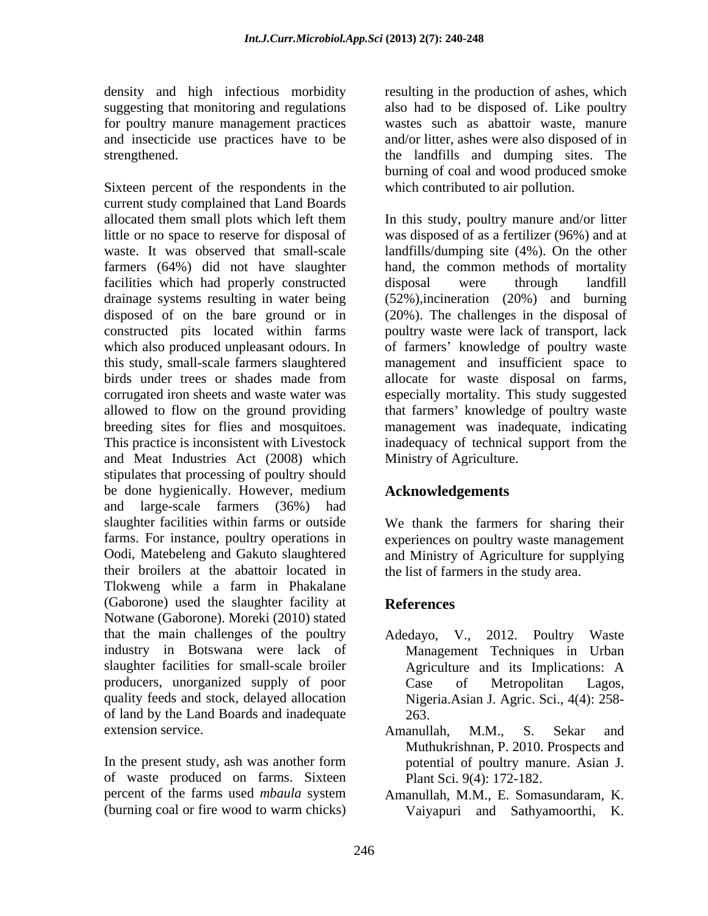density and high infectious morbidity suggesting that monitoring and regulations for poultry manure management practices and insecticide use practices have to be strengthened.

Sixteen percent of the respondents in the current study complained that Land Boards allocated them small plots which left them little or no space to reserve for disposal of waste. It was observed that small-scale farmers (64%) did not have slaughter facilities which had properly constructed drainage systems resulting in water being disposed of on the bare ground or in constructed pits located within farms which also produced unpleasant odours. In this study, small-scale farmers slaughtered birds under trees or shades made from corrugated iron sheets and waste water was allowed to flow on the ground providing breeding sites for flies and mosquitoes. This practice is inconsistent with Livestock and Meat Industries Act (2008) which stipulates that processing of poultry should be done hygienically. However, medium and large-scale farmers (36%) had slaughter facilities within farms or outside farms. For instance, poultry operations in Oodi, Matebeleng and Gakuto slaughtered their broilers at the abattoir located in Tlokweng while a farm in Phakalane (Gaborone) used the slaughter facility at Notwane (Gaborone). Moreki (2010) stated that the main challenges of the poultry industry in Botswana were lack of slaughter facilities for small-scale broiler producers, unorganized supply of poor quality feeds and stock, delayed allocation of land by the Land Boards and inadequate extension service.

In the present study, ash was another form of waste produced on farms. Sixteen percent of the farms used *mbaula* system (burning coal or fire wood to warm chicks) resulting in the production of ashes, which also had to be disposed of. Like poultry wastes such as abattoir waste, manure and/or litter, ashes were also disposed of in the landfills and dumping sites. The burning of coal and wood produced smoke which contributed to air pollution.

In this study, poultry manure and/or litter was disposed of as a fertilizer (96%) and at landfills/dumping site (4%). On the other hand, the common methods of mortality disposal were through landfill (52%),incineration (20%) and burning (20%). The challenges in the disposal of poultry waste were lack of transport, lack of farmers' knowledge of poultry waste management and insufficient space to allocate for waste disposal on farms, especially mortality. This study suggested that farmers' knowledge of poultry waste management was inadequate, indicating inadequacy of technical support from the Ministry of Agriculture.

## Acknowledgements

We thank the farmers for sharing their experiences on poultry waste management and Ministry of Agriculture for supplying the list of farmers in the study area.

## References

Adedayo, V., 2012. Poultry Waste Management Techniques in Urban Agriculture and its Implications: A Case of Metropolitan Lagos, Nigeria.Asian J. Agric. Sci., 4(4): 258-263.

Amanullah, M.M., S. Sekar and Muthukrishnan, P. 2010. Prospects and potential of poultry manure. Asian J. Plant Sci. 9(4): 172-182.

Amanullah, M.M., E. Somasundaram, K. Vaiyapuri and Sathyamoorthi, K.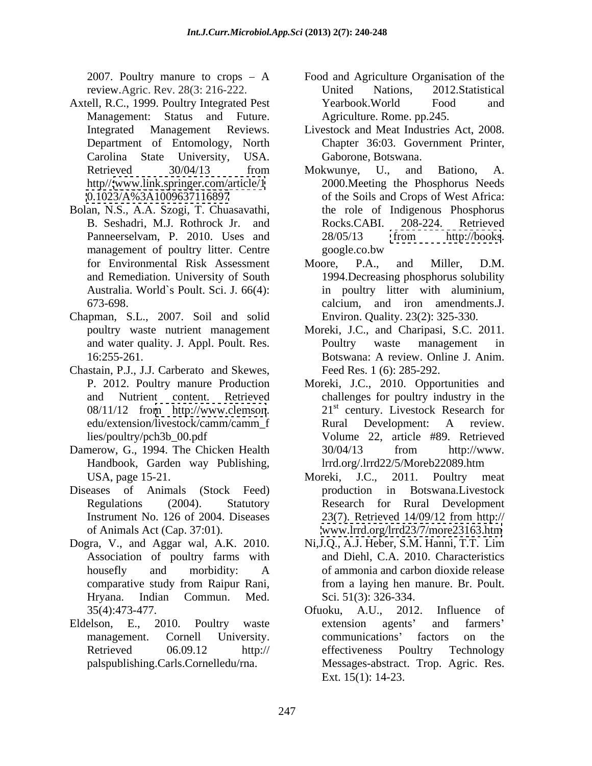2007. Poultry manure to crops – A review.Agric. Rev. 28(3: 216-222.

Axtell, R.C., 1999. Poultry Integrated Pest Management: Status and Future. Integrated Management Reviews. Department of Entomology, North Carolina State University, USA. Retrieved 30/04/13 from http//:www.link.springer.com/article/10.1023/A%3A1009637116897

Bolan, N.S., A.A. Szogi, T. Chuasavathi, B. Seshadri, M.J. Rothrock Jr. and Panneerselvam, P. 2010. Uses and management of poultry litter. Centre for Environmental Risk Assessment and Remediation. University of South Australia. World`s Poult. Sci. J. 66(4): 673-698.

Chapman, S.L., 2007. Soil and solid poultry waste nutrient management and water quality. J. Appl. Poult. Res. 16:255-261.

Chastain, P.J., J.J. Carberato and Skewes, P. 2012. Poultry manure Production and Nutrient content. Retrieved 08/11/12 from http://www.clemson.edu/extension/livestock/camm/camm_flies/poultry/pch3b_00.pdf

Damerow, G., 1994. The Chicken Health Handbook, Garden way Publishing, USA, page 15-21.

Diseases of Animals (Stock Feed) Regulations (2004). Statutory Instrument No. 126 of 2004. Diseases of Animals Act (Cap. 37:01).

Dogra, V., and Aggar wal, A.K. 2010. Association of poultry farms with housefly and morbidity: A comparative study from Raipur Rani, Hryana. Indian Commun. Med. 35(4):473-477.

Eldelson, E., 2010. Poultry waste management. Cornell University. Retrieved 06.09.12 http://palspublishing.Carls.Cornelledu/rna.

Food and Agriculture Organisation of the United Nations, 2012.Statistical Yearbook.World Food and Agriculture. Rome. pp.245.

Livestock and Meat Industries Act, 2008. Chapter 36:03. Government Printer, Gaborone, Botswana.

Mokwunye, U., and Bationo, A. 2000.Meeting the Phosphorus Needs of the Soils and Crops of West Africa: the role of Indigenous Phosphorus Rocks.CABI. 208-224. Retrieved 28/05/13 from http://books.google.co.bw

Moore, P.A., and Miller, D.M. 1994.Decreasing phosphorus solubility in poultry litter with aluminium, calcium, and iron amendments.J. Environ. Quality. 23(2): 325-330.

Moreki, J.C., and Charipasi, S.C. 2011. Poultry waste management in Botswana: A review. Online J. Anim. Feed Res. 1 (6): 285-292.

Moreki, J.C., 2010. Opportunities and challenges for poultry industry in the 21st century. Livestock Research for Rural Development: A review. Volume 22, article #89. Retrieved 30/04/13 from http://www.lrrd.org/.lrrd22/5/Moreb22089.htm

Moreki, J.C., 2011. Poultry meat production in Botswana.Livestock Research for Rural Development 23(7). Retrieved 14/09/12 from http://www.lrrd.org/lrrd23/7/more23163.htm

Ni,J.Q., A.J. Heber, S.M. Hanni, T.T. Lim and Diehl, C.A. 2010. Characteristics of ammonia and carbon dioxide release from a laying hen manure. Br. Poult. Sci. 51(3): 326-334.

Ofuoku, A.U., 2012. Influence of extension agents' and farmers' communications' factors on the effectiveness Poultry Technology Messages-abstract. Trop. Agric. Res. Ext. 15(1): 14-23.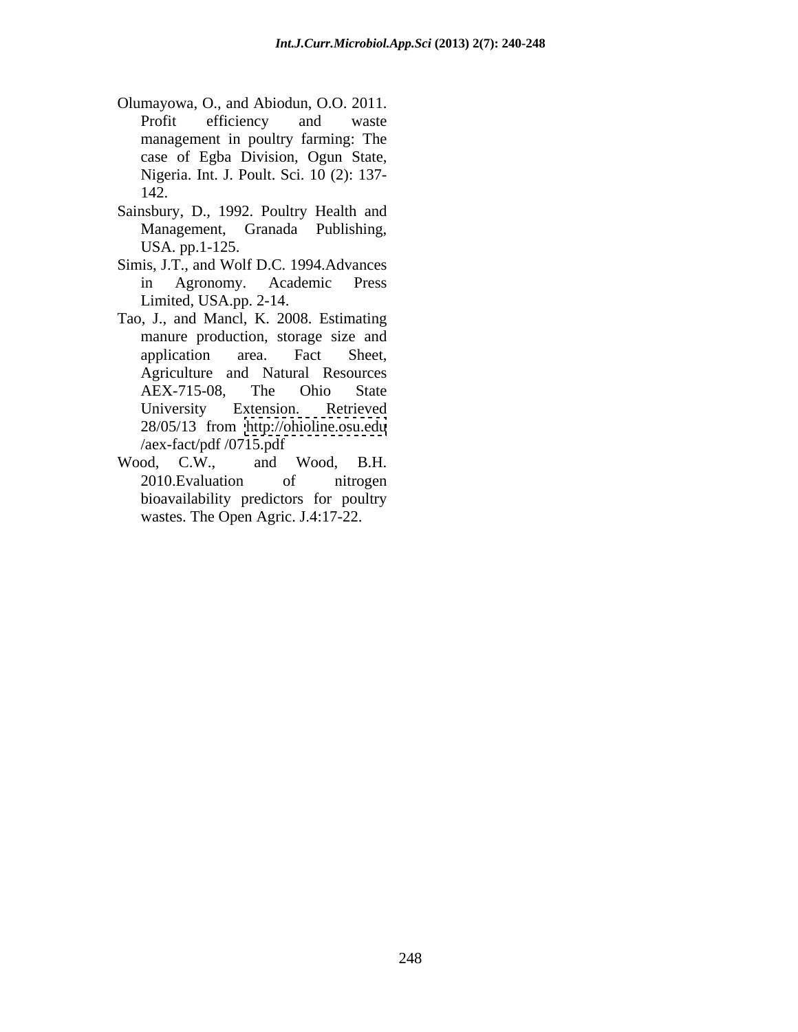Olumayowa, O., and Abiodun, O.O. 2011. Profit efficiency and waste management in poultry farming: The case of Egba Division, Ogun State, Nigeria. Int. J. Poult. Sci. 10 (2): 137-142.

Sainsbury, D., 1992. Poultry Health and Management, Granada Publishing, USA. pp.1-125.

Simis, J.T., and Wolf D.C. 1994.Advances in Agronomy. Academic Press Limited, USA.pp. 2-14.

Tao, J., and Mancl, K. 2008. Estimating manure production, storage size and application area. Fact Sheet, Agriculture and Natural Resources AEX-715-08, The Ohio State University Extension. Retrieved 28/05/13 from http://ohioline.osu.edu /aex-fact/pdf /0715.pdf

Wood, C.W., and Wood, B.H. 2010.Evaluation of nitrogen bioavailability predictors for poultry wastes. The Open Agric. J.4:17-22.